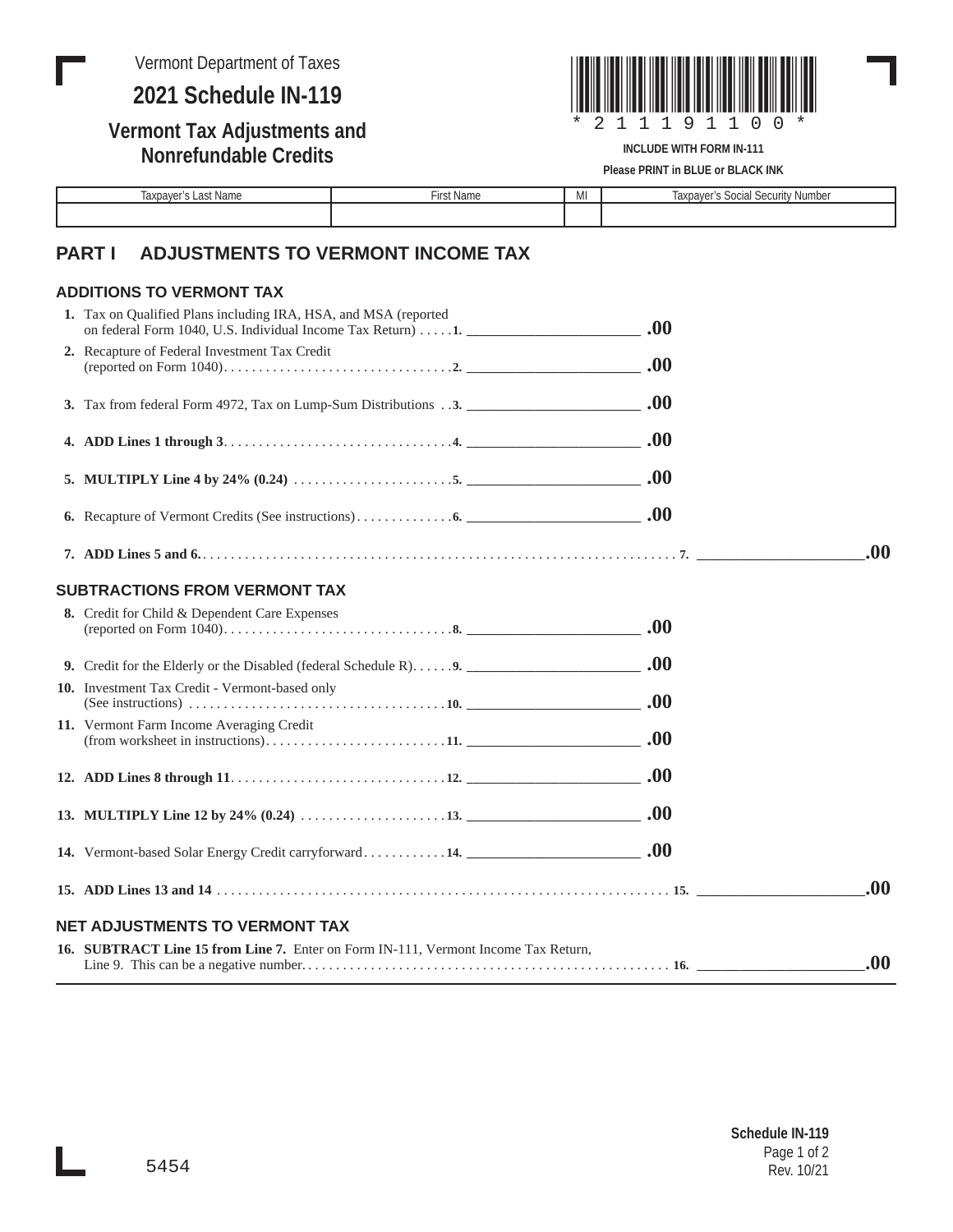Vermont Department of Taxes

# 2021 Schedule IN-119

## Vermont Tax Adjustments and Nonrefundable Credits

\* 2 1 1 1 9 1 1 0 0 \*

**INCLUDE WITH FORM IN-111**

**Please PRINT in BLUE or BLACK INK**

| Taxpayer's Last Name | First Name | MI | Taxpayer's Social Security Number |
|---|---|---|---|
| | | | |

## PART I ADJUSTMENTS TO VERMONT INCOME TAX

### ADDITIONS TO VERMONT TAX

**1.** Tax on Qualified Plans including IRA, HSA, and MSA (reported on federal Form 1040, U.S. Individual Income Tax Return) . . . . . **1.** ____________ **.00**

**2.** Recapture of Federal Investment Tax Credit (reported on Form 1040). . . . . . . . . . . . . . . . . . . . . . . . . . . . . . . . **2.** ____________ **.00**

**3.** Tax from federal Form 4972, Tax on Lump-Sum Distributions . . **3.** ____________ **.00**

**4. ADD Lines 1 through 3**. . . . . . . . . . . . . . . . . . . . . . . . . . . . . . . . **4.** ____________ **.00**

**5. MULTIPLY Line 4 by 24% (0.24)** . . . . . . . . . . . . . . . . . . . . . . . **5.** ____________ **.00**

**6.** Recapture of Vermont Credits (See instructions). . . . . . . . . . . . . **6.** ____________ **.00**

**7. ADD Lines 5 and 6.** . . . . . . . . . . . . . . . . . . . . . . . . . . . . . . . . . . . . . . . . . . . . . . . . . . . . . . . . . . . . . . . . . . . . **7.** ____________ **.00**

### SUBTRACTIONS FROM VERMONT TAX

**8.** Credit for Child & Dependent Care Expenses (reported on Form 1040). . . . . . . . . . . . . . . . . . . . . . . . . . . . . . . . **8.** ____________ **.00**

**9.** Credit for the Elderly or the Disabled (federal Schedule R). . . . . . **9.** ____________ **.00**

**10.** Investment Tax Credit - Vermont-based only (See instructions) . . . . . . . . . . . . . . . . . . . . . . . . . . . . . . . . . . . . **10.** ____________ **.00**

**11.** Vermont Farm Income Averaging Credit (from worksheet in instructions). . . . . . . . . . . . . . . . . . . . . . . . . . **11.** ____________ **.00**

**12. ADD Lines 8 through 11**. . . . . . . . . . . . . . . . . . . . . . . . . . . . . . **12.** ____________ **.00**

**13. MULTIPLY Line 12 by 24% (0.24)** . . . . . . . . . . . . . . . . . . . . . **13.** ____________ **.00**

**14.** Vermont-based Solar Energy Credit carryforward. . . . . . . . . . . . **14.** ____________ **.00**

**15. ADD Lines 13 and 14** . . . . . . . . . . . . . . . . . . . . . . . . . . . . . . . . . . . . . . . . . . . . . . . . . . . . . . . . . . . . . . . . . **15.** ____________ **.00**

### NET ADJUSTMENTS TO VERMONT TAX

**16. SUBTRACT Line 15 from Line 7.** Enter on Form IN-111, Vermont Income Tax Return, Line 9. This can be a negative number. . . . . . . . . . . . . . . . . . . . . . . . . . . . . . . . . . . . . . . . . . . . . . . . . . . . . **16.** ____________ **.00**

5454

Schedule IN-119

Rev. 10/21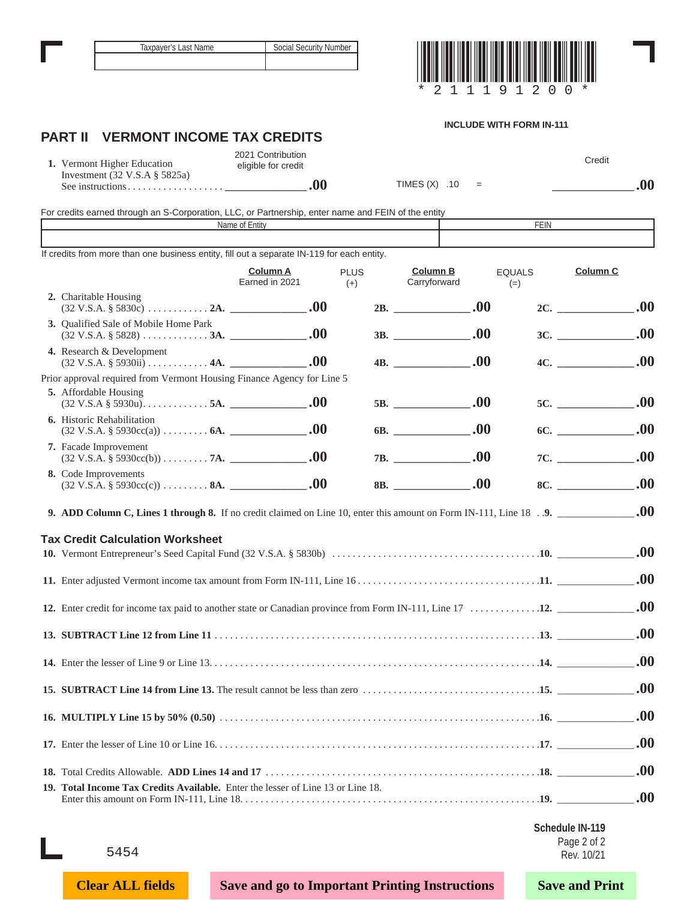| Taxpayer's Last Name | Social Security Number |
| --- | --- |
| | |

\* 2 1 1 1 9 1 2 0 0 \*

**INCLUDE WITH FORM IN-111**

## PART II VERMONT INCOME TAX CREDITS

| | 2021 Contribution eligible for credit | | Credit |
| --- | --- | --- | --- |
| 1. Vermont Higher Education Investment (32 V.S.A § 5825a) See instructions | .00 | TIMES (X) .10 = | .00 |

For credits earned through an S-Corporation, LLC, or Partnership, enter name and FEIN of the entity

| Name of Entity | FEIN |
| --- | --- |
| | |

If credits from more than one business entity, fill out a separate IN-119 for each entity.

| | Column A Earned in 2021 | PLUS (+) | Column B Carryforward | EQUALS (=) | Column C |
| --- | --- | --- | --- | --- | --- |
| 2. Charitable Housing (32 V.S.A. § 5830c) | 2A. .00 | | 2B. .00 | | 2C. .00 |
| 3. Qualified Sale of Mobile Home Park (32 V.S.A. § 5828) | 3A. .00 | | 3B. .00 | | 3C. .00 |
| 4. Research & Development (32 V.S.A. § 5930ii) | 4A. .00 | | 4B. .00 | | 4C. .00 |
| Prior approval required from Vermont Housing Finance Agency for Line 5 | | | | | |
| 5. Affordable Housing (32 V.S.A § 5930u) | 5A. .00 | | 5B. .00 | | 5C. .00 |
| 6. Historic Rehabilitation (32 V.S.A. § 5930cc(a)) | 6A. .00 | | 6B. .00 | | 6C. .00 |
| 7. Facade Improvement (32 V.S.A. § 5930cc(b)) | 7A. .00 | | 7B. .00 | | 7C. .00 |
| 8. Code Improvements (32 V.S.A. § 5930cc(c)) | 8A. .00 | | 8B. .00 | | 8C. .00 |

**9. ADD Column C, Lines 1 through 8.** If no credit claimed on Line 10, enter this amount on Form IN-111, Line 18 . . 9. ______ .00

### Tax Credit Calculation Worksheet

10. Vermont Entrepreneur's Seed Capital Fund (32 V.S.A. § 5830b) . . . 10. ______ .00

11. Enter adjusted Vermont income tax amount from Form IN-111, Line 16 . . . 11. ______ .00

12. Enter credit for income tax paid to another state or Canadian province from Form IN-111, Line 17 . . . 12. ______ .00

13. **SUBTRACT Line 12 from Line 11** . . . 13. ______ .00

14. Enter the lesser of Line 9 or Line 13. . . . 14. ______ .00

15. **SUBTRACT Line 14 from Line 13.** The result cannot be less than zero . . . 15. ______ .00

16. **MULTIPLY Line 15 by 50% (0.50)** . . . 16. ______ .00

17. Enter the lesser of Line 10 or Line 16. . . . 17. ______ .00

18. Total Credits Allowable. **ADD Lines 14 and 17** . . . 18. ______ .00

19. **Total Income Tax Credits Available.** Enter the lesser of Line 13 or Line 18. Enter this amount on Form IN-111, Line 18. . . . 19. ______ .00

5454

Schedule IN-119
Rev. 10/21